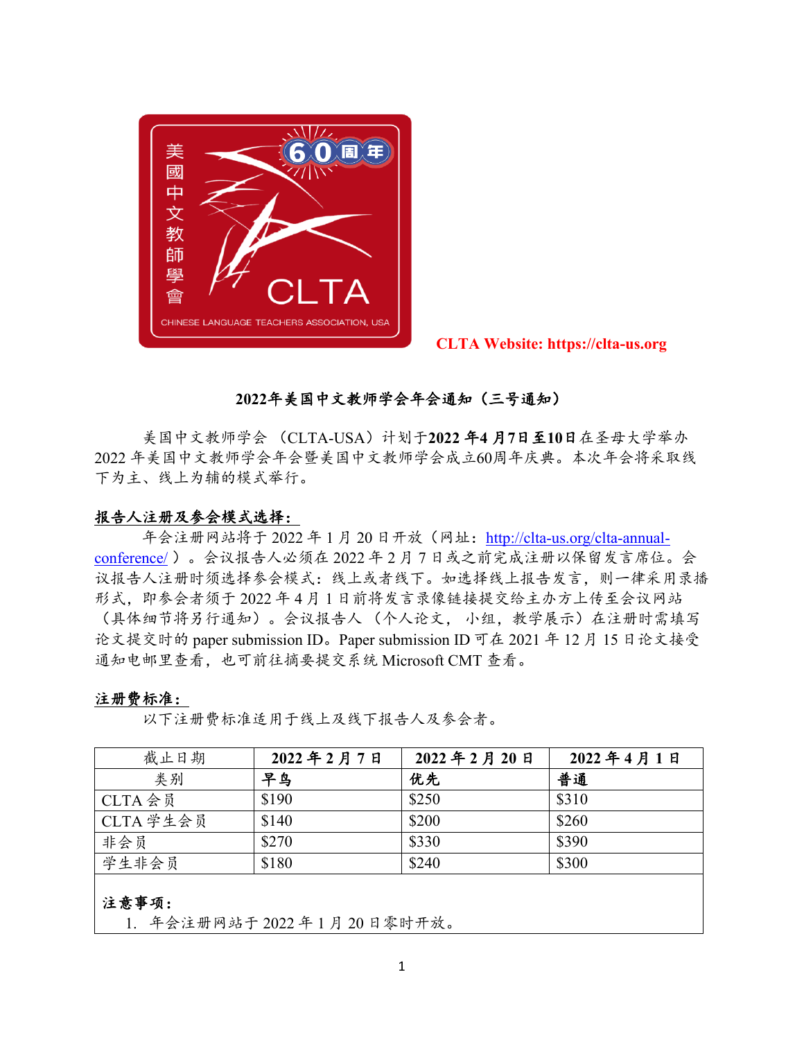CLTA Website: https://clta-us.org

## 2022年美国中文教师学会年会通知（三号通知）

美国中文教师学会（CLTA-USA）计划于**2022 年4 月7日至10日**在圣母大学举办 2022 年美国中文教师学会年会暨美国中文教师学会成立60周年庆典。本次年会将采取线下为主、线上为辅的模式举行。

### 报告人注册及参会模式选择：

年会注册网站将于 2022 年 1 月 20 日开放（网址：http://clta-us.org/clta-annual-conference/ ）。会议报告人必须在 2022 年 2 月 7 日或之前完成注册以保留发言席位。会议报告人注册时须选择参会模式：线上或者线下。如选择线上报告发言，则一律采用录播形式，即参会者须于 2022 年 4 月 1 日前将发言录像链接提交给主办方上传至会议网站（具体细节将另行通知）。会议报告人（个人论文， 小组，教学展示）在注册时需填写论文提交时的 paper submission ID。Paper submission ID 可在 2021 年 12 月 15 日论文接受通知电邮里查看，也可前往摘要提交系统 Microsoft CMT 查看。

### 注册费标准：

以下注册费标准适用于线上及线下报告人及参会者。

| 截止日期 | **2022 年 2 月 7 日** | **2022 年 2 月 20 日** | **2022 年 4 月 1 日** |
|---|---|---|---|
| 类别 | **早鸟** | **优先** | **普通** |
| CLTA 会员 | $190 | $250 | $310 |
| CLTA 学生会员 | $140 | $200 | $260 |
| 非会员 | $270 | $330 | $390 |
| 学生非会员 | $180 | $240 | $300 |

**注意事项：**

1. 年会注册网站于 2022 年 1 月 20 日零时开放。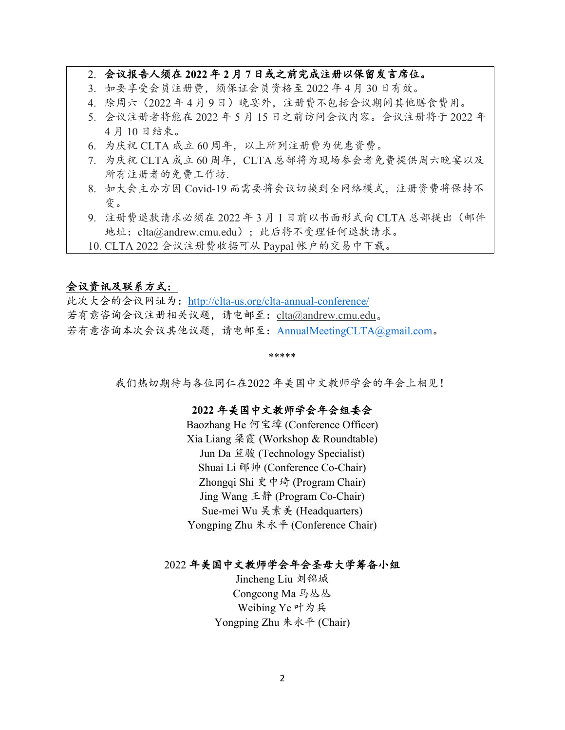2. **会议报告人须在 2022 年 2 月 7 日或之前完成注册以保留发言席位。**
3. 如要享受会员注册费，须保证会员资格至 2022 年 4 月 30 日有效。
4. 除周六（2022 年 4 月 9 日）晚宴外，注册费不包括会议期间其他膳食费用。
5. 会议注册者将能在 2022 年 5 月 15 日之前访问会议内容。会议注册将于 2022 年 4 月 10 日结束。
6. 为庆祝 CLTA 成立 60 周年，以上所列注册费为优惠资费。
7. 为庆祝 CLTA 成立 60 周年，CLTA 总部将为现场参会者免费提供周六晚宴以及所有注册者的免费工作坊.
8. 如大会主办方因 Covid-19 而需要将会议切换到全网络模式，注册资费将保持不变。
9. 注册费退款请求必须在 2022 年 3 月 1 日前以书面形式向 CLTA 总部提出（邮件地址：clta@andrew.cmu.edu）；此后将不受理任何退款请求。
10. CLTA 2022 会议注册费收据可从 Paypal 帐户的交易中下载。

**会议资讯及联系方式：**

此次大会的会议网址为：http://clta-us.org/clta-annual-conference/
若有意咨询会议注册相关议题，请电邮至：clta@andrew.cmu.edu。
若有意咨询本次会议其他议题，请电邮至：AnnualMeetingCLTA@gmail.com。

*****

我们热切期待与各位同仁在2022 年美国中文教师学会的年会上相见！

**2022 年美国中文教师学会年会组委会**

Baozhang He 何宝璋 (Conference Officer)
Xia Liang 梁霞 (Workshop & Roundtable)
Jun Da 笪骏 (Technology Specialist)
Shuai Li 郦帅 (Conference Co-Chair)
Zhongqi Shi 史中琦 (Program Chair)
Jing Wang 王静 (Program Co-Chair)
Sue-mei Wu 吴素美 (Headquarters)
Yongping Zhu 朱永平 (Conference Chair)

2022 **年美国中文教师学会年会圣母大学筹备小组**

Jincheng Liu 刘锦城
Congcong Ma 马丛丛
Weibing Ye 叶为兵
Yongping Zhu 朱永平 (Chair)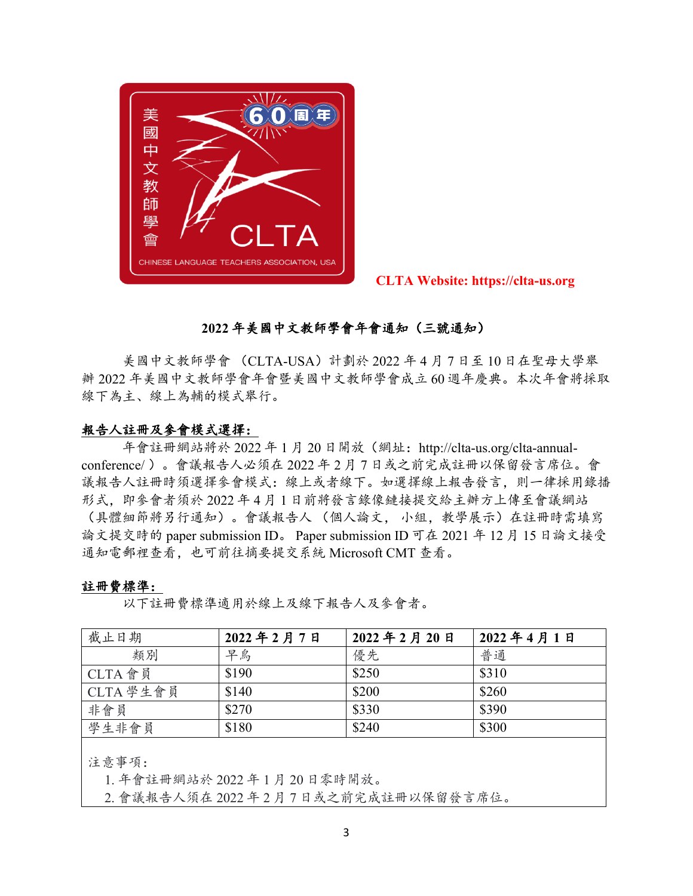CLTA Website: https://clta-us.org

## 2022 年美國中文教師學會年會通知（三號通知）

美國中文教師學會 （CLTA-USA）計劃於 2022 年 4 月 7 日至 10 日在聖母大學舉辦 2022 年美國中文教師學會年會暨美國中文教師學會成立 60 週年慶典。本次年會將採取線下為主、線上為輔的模式舉行。

**報告人註冊及參會模式選擇：**

年會註冊網站將於 2022 年 1 月 20 日開放（網址：http://clta-us.org/clta-annual-conference/ ）。會議報告人必須在 2022 年 2 月 7 日或之前完成註冊以保留發言席位。會議報告人註冊時須選擇參會模式：線上或者線下。如選擇線上報告發言，則一律採用錄播形式，即參會者須於 2022 年 4 月 1 日前將發言錄像鏈接提交給主辦方上傳至會議網站（具體細節將另行通知）。會議報告人（個人論文， 小組，教學展示）在註冊時需填寫論文提交時的 paper submission ID。 Paper submission ID 可在 2021 年 12 月 15 日論文接受通知電郵裡查看，也可前往摘要提交系統 Microsoft CMT 查看。

**註冊費標準：**

以下註冊費標準適用於線上及線下報告人及參會者。

| 截止日期 | **2022 年 2 月 7 日** | **2022 年 2 月 20 日** | **2022 年 4 月 1 日** |
|---|---|---|---|
| 類別 | 早鳥 | 優先 | 普通 |
| CLTA 會員 | $190 | $250 | $310 |
| CLTA 學生會員 | $140 | $200 | $260 |
| 非會員 | $270 | $330 | $390 |
| 學生非會員 | $180 | $240 | $300 |

注意事項：

1. 年會註冊網站於 2022 年 1 月 20 日零時開放。
2. 會議報告人須在 2022 年 2 月 7 日或之前完成註冊以保留發言席位。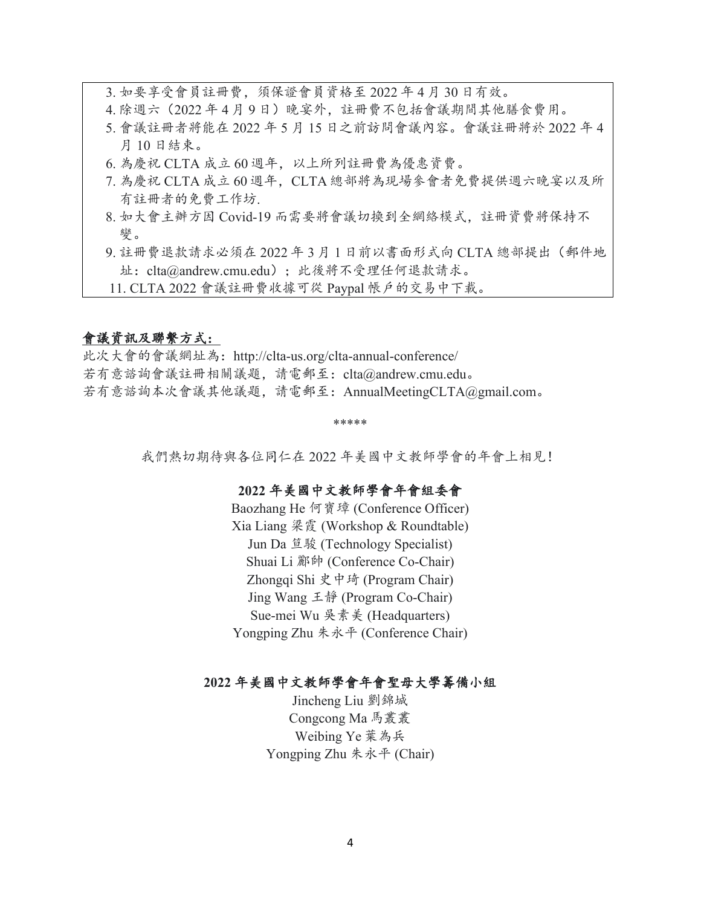3. 如要享受會員註冊費，須保證會員資格至 2022 年 4 月 30 日有效。
4. 除週六（2022 年 4 月 9 日）晚宴外，註冊費不包括會議期間其他膳食費用。
5. 會議註冊者將能在 2022 年 5 月 15 日之前訪問會議內容。會議註冊將於 2022 年 4 月 10 日結束。
6. 為慶祝 CLTA 成立 60 週年，以上所列註冊費為優惠資費。
7. 為慶祝 CLTA 成立 60 週年，CLTA 總部將為現場參會者免費提供週六晚宴以及所有註冊者的免費工作坊.
8. 如大會主辦方因 Covid-19 而需要將會議切換到全網絡模式，註冊資費將保持不變。
9. 註冊費退款請求必須在 2022 年 3 月 1 日前以書面形式向 CLTA 總部提出（郵件地址：clta@andrew.cmu.edu）；此後將不受理任何退款請求。
11. CLTA 2022 會議註冊費收據可從 Paypal 帳戶的交易中下載。

**會議資訊及聯繫方式：**

此次大會的會議網址為：http://clta-us.org/clta-annual-conference/
若有意諮詢會議註冊相關議題，請電郵至：clta@andrew.cmu.edu。
若有意諮詢本次會議其他議題，請電郵至：AnnualMeetingCLTA@gmail.com。

*****

我們熱切期待與各位同仁在 2022 年美國中文教師學會的年會上相見！

**2022 年美國中文教師學會年會組委會**

Baozhang He 何寶璋 (Conference Officer)
Xia Liang 梁霞 (Workshop & Roundtable)
Jun Da 笪駿 (Technology Specialist)
Shuai Li 酈帥 (Conference Co-Chair)
Zhongqi Shi 史中琦 (Program Chair)
Jing Wang 王靜 (Program Co-Chair)
Sue-mei Wu 吳素美 (Headquarters)
Yongping Zhu 朱永平 (Conference Chair)

**2022 年美國中文教師學會年會聖母大學籌備小組**

Jincheng Liu 劉錦城
Congcong Ma 馬叢叢
Weibing Ye 葉為兵
Yongping Zhu 朱永平 (Chair)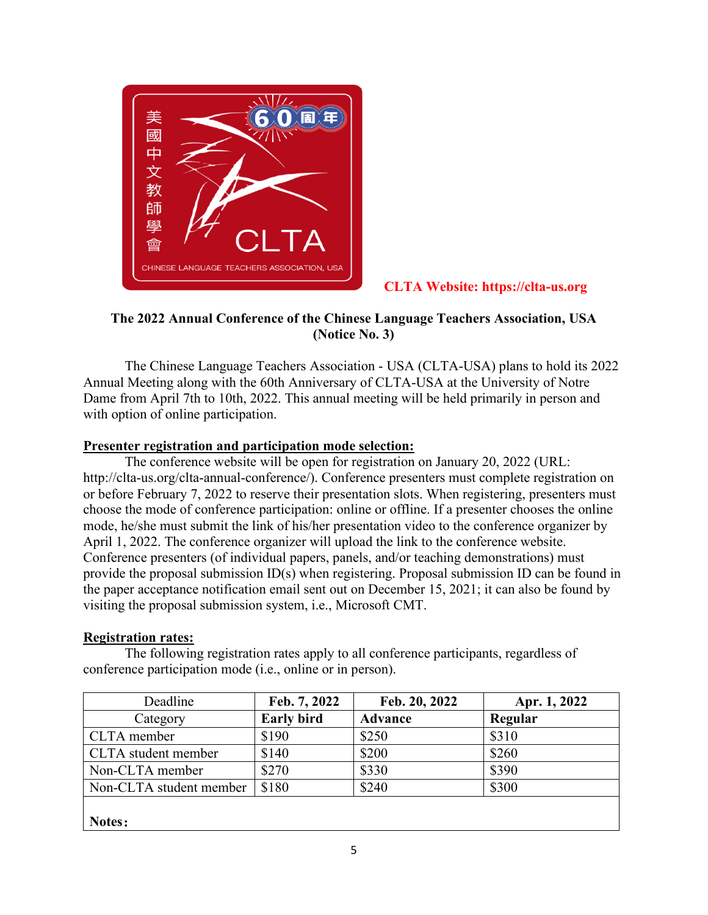**CLTA Website: https://clta-us.org**

**The 2022 Annual Conference of the Chinese Language Teachers Association, USA (Notice No. 3)**

The Chinese Language Teachers Association - USA (CLTA-USA) plans to hold its 2022 Annual Meeting along with the 60th Anniversary of CLTA-USA at the University of Notre Dame from April 7th to 10th, 2022. This annual meeting will be held primarily in person and with option of online participation.

**Presenter registration and participation mode selection:**

The conference website will be open for registration on January 20, 2022 (URL: http://clta-us.org/clta-annual-conference/). Conference presenters must complete registration on or before February 7, 2022 to reserve their presentation slots. When registering, presenters must choose the mode of conference participation: online or offline. If a presenter chooses the online mode, he/she must submit the link of his/her presentation video to the conference organizer by April 1, 2022. The conference organizer will upload the link to the conference website. Conference presenters (of individual papers, panels, and/or teaching demonstrations) must provide the proposal submission ID(s) when registering. Proposal submission ID can be found in the paper acceptance notification email sent out on December 15, 2021; it can also be found by visiting the proposal submission system, i.e., Microsoft CMT.

**Registration rates:**

The following registration rates apply to all conference participants, regardless of conference participation mode (i.e., online or in person).

| Deadline | **Feb. 7, 2022** | **Feb. 20, 2022** | **Apr. 1, 2022** |
|---|---|---|---|
| Category | **Early bird** | **Advance** | **Regular** |
| CLTA member | $190 | $250 | $310 |
| CLTA student member | $140 | $200 | $260 |
| Non-CLTA member | $270 | $330 | $390 |
| Non-CLTA student member | $180 | $240 | $300 |
| **Notes:** | | | |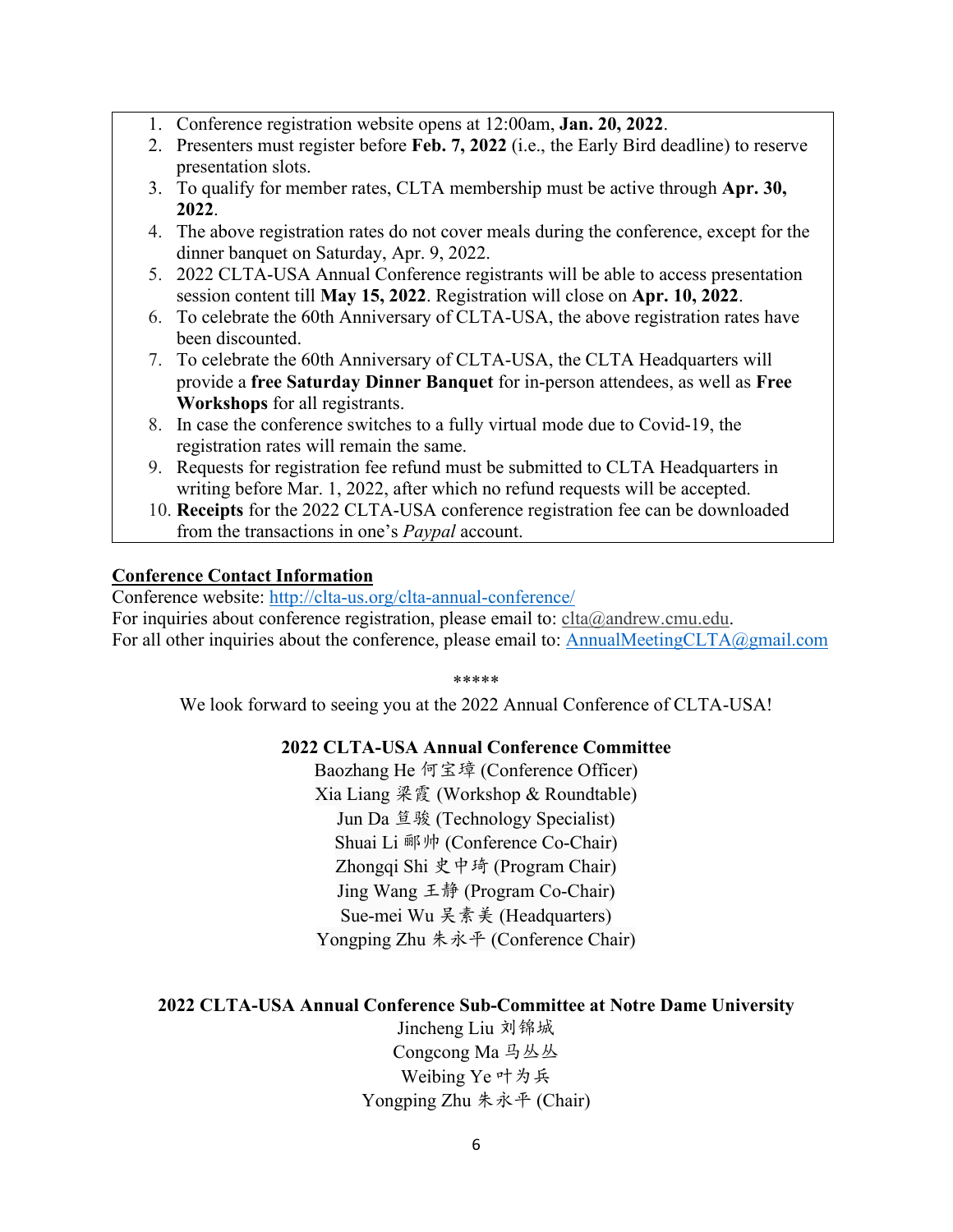1. Conference registration website opens at 12:00am, **Jan. 20, 2022**.
2. Presenters must register before **Feb. 7, 2022** (i.e., the Early Bird deadline) to reserve presentation slots.
3. To qualify for member rates, CLTA membership must be active through **Apr. 30, 2022**.
4. The above registration rates do not cover meals during the conference, except for the dinner banquet on Saturday, Apr. 9, 2022.
5. 2022 CLTA-USA Annual Conference registrants will be able to access presentation session content till **May 15, 2022**. Registration will close on **Apr. 10, 2022**.
6. To celebrate the 60th Anniversary of CLTA-USA, the above registration rates have been discounted.
7. To celebrate the 60th Anniversary of CLTA-USA, the CLTA Headquarters will provide a **free Saturday Dinner Banquet** for in-person attendees, as well as **Free Workshops** for all registrants.
8. In case the conference switches to a fully virtual mode due to Covid-19, the registration rates will remain the same.
9. Requests for registration fee refund must be submitted to CLTA Headquarters in writing before Mar. 1, 2022, after which no refund requests will be accepted.
10. **Receipts** for the 2022 CLTA-USA conference registration fee can be downloaded from the transactions in one's *Paypal* account.

**Conference Contact Information**

Conference website: http://clta-us.org/clta-annual-conference/
For inquiries about conference registration, please email to: clta@andrew.cmu.edu.
For all other inquiries about the conference, please email to: AnnualMeetingCLTA@gmail.com

*****

We look forward to seeing you at the 2022 Annual Conference of CLTA-USA!

**2022 CLTA-USA Annual Conference Committee**

Baozhang He 何宝璋 (Conference Officer)
Xia Liang 梁霞 (Workshop & Roundtable)
Jun Da 笪骏 (Technology Specialist)
Shuai Li 郦帅 (Conference Co-Chair)
Zhongqi Shi 史中琦 (Program Chair)
Jing Wang 王静 (Program Co-Chair)
Sue-mei Wu 吴素美 (Headquarters)
Yongping Zhu 朱永平 (Conference Chair)

**2022 CLTA-USA Annual Conference Sub-Committee at Notre Dame University**

Jincheng Liu 刘锦城
Congcong Ma 马丛丛
Weibing Ye 叶为兵
Yongping Zhu 朱永平 (Chair)